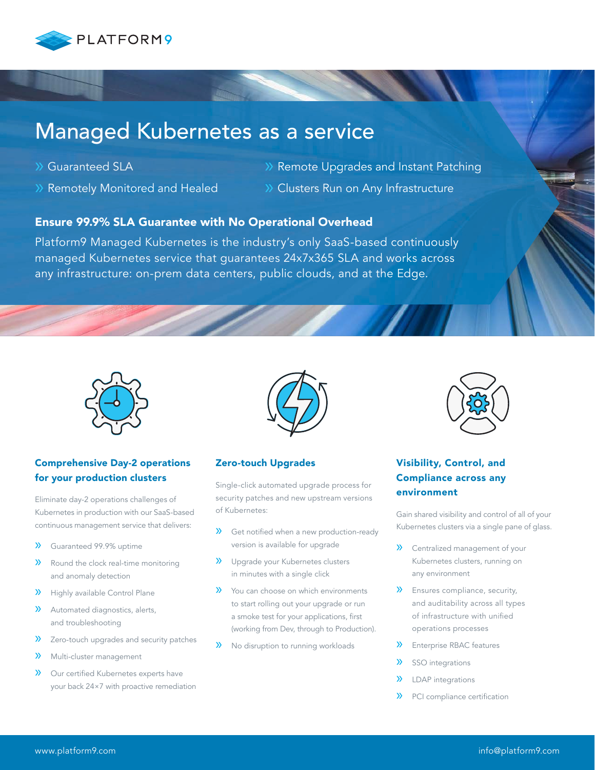PLATFORM9

# Managed Kubernetes as a service

- Guaranteed SLA
- Remotely Monitored and Healed
- Remote Upgrades and Instant Patching
- Clusters Run on Any Infrastructure

## Ensure 99.9% SLA Guarantee with No Operational Overhead

Platform9 Managed Kubernetes is the industry's only SaaS-based continuously managed Kubernetes service that guarantees 24x7x365 SLA and works across any infrastructure: on-prem data centers, public clouds, and at the Edge.

### Comprehensive Day-2 operations for your production clusters

Eliminate day-2 operations challenges of Kubernetes in production with our SaaS-based continuous management service that delivers:

- Guaranteed 99.9% uptime
- Round the clock real-time monitoring and anomaly detection
- Highly available Control Plane
- Automated diagnostics, alerts, and troubleshooting
- Zero-touch upgrades and security patches
- Multi-cluster management
- Our certified Kubernetes experts have your back 24×7 with proactive remediation

### Zero-touch Upgrades

Single-click automated upgrade process for security patches and new upstream versions of Kubernetes:

- Get notified when a new production-ready version is available for upgrade
- Upgrade your Kubernetes clusters in minutes with a single click
- You can choose on which environments to start rolling out your upgrade or run a smoke test for your applications, first (working from Dev, through to Production).
- No disruption to running workloads

### Visibility, Control, and Compliance across any environment

Gain shared visibility and control of all of your Kubernetes clusters via a single pane of glass.

- Centralized management of your Kubernetes clusters, running on any environment
- Ensures compliance, security, and auditability across all types of infrastructure with unified operations processes
- Enterprise RBAC features
- SSO integrations
- LDAP integrations
- PCI compliance certification

www.platform9.com info@platform9.com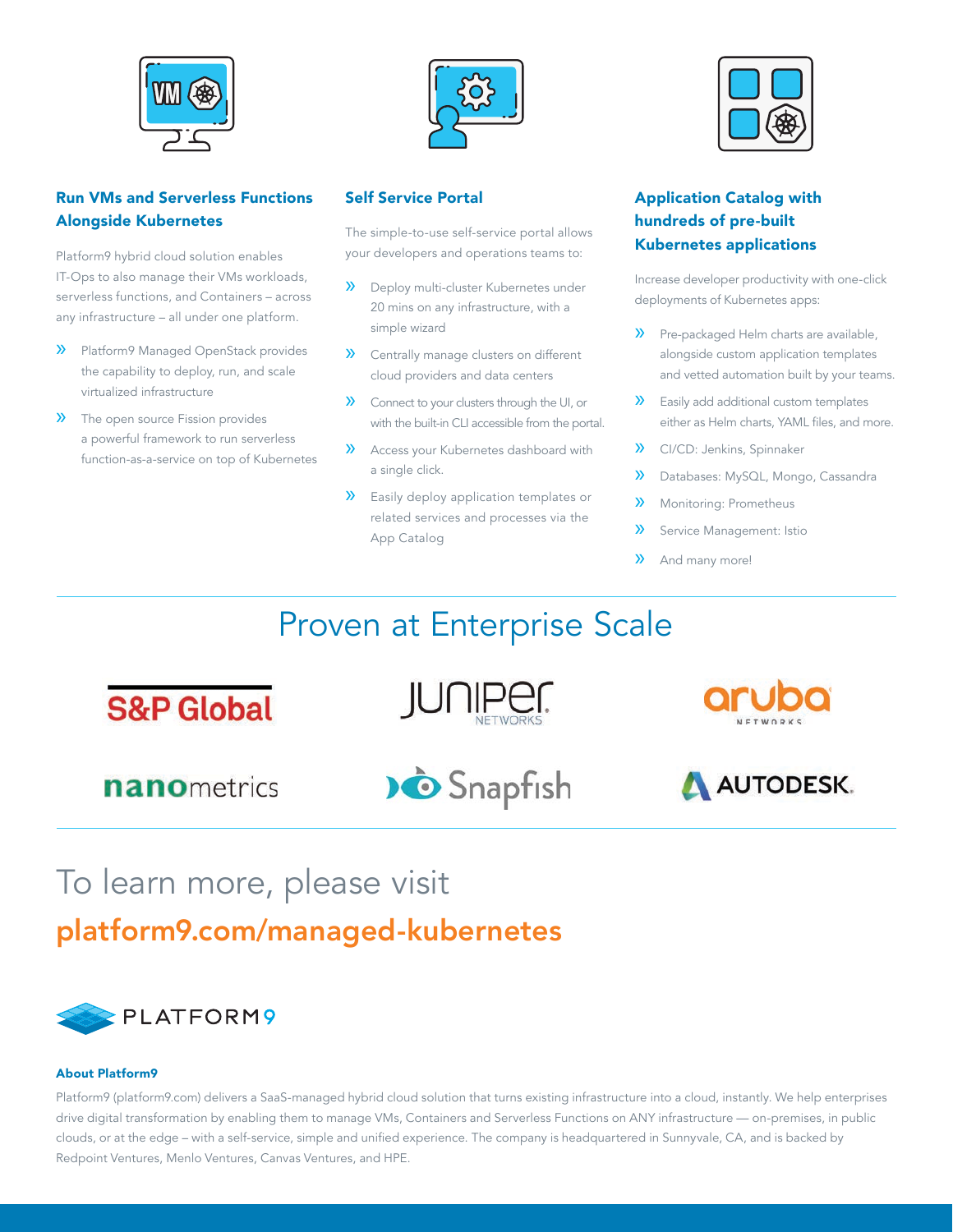### Run VMs and Serverless Functions Alongside Kubernetes

Platform9 hybrid cloud solution enables IT-Ops to also manage their VMs workloads, serverless functions, and Containers – across any infrastructure – all under one platform.

- Platform9 Managed OpenStack provides the capability to deploy, run, and scale virtualized infrastructure
- The open source Fission provides a powerful framework to run serverless function-as-a-service on top of Kubernetes

### Self Service Portal

The simple-to-use self-service portal allows your developers and operations teams to:

- Deploy multi-cluster Kubernetes under 20 mins on any infrastructure, with a simple wizard
- Centrally manage clusters on different cloud providers and data centers
- Connect to your clusters through the UI, or with the built-in CLI accessible from the portal.
- Access your Kubernetes dashboard with a single click.
- Easily deploy application templates or related services and processes via the App Catalog

### Application Catalog with hundreds of pre-built Kubernetes applications

Increase developer productivity with one-click deployments of Kubernetes apps:

- Pre-packaged Helm charts are available, alongside custom application templates and vetted automation built by your teams.
- Easily add additional custom templates either as Helm charts, YAML files, and more.
- CI/CD: Jenkins, Spinnaker
- Databases: MySQL, Mongo, Cassandra
- Monitoring: Prometheus
- Service Management: Istio
- And many more!

## Proven at Enterprise Scale

S&P Global · Juniper Networks · aruba Networks · nanometrics · Snapfish · AUTODESK.

## To learn more, please visit

**platform9.com/managed-kubernetes**

PLATFORM9

**About Platform9**

Platform9 (platform9.com) delivers a SaaS-managed hybrid cloud solution that turns existing infrastructure into a cloud, instantly. We help enterprises drive digital transformation by enabling them to manage VMs, Containers and Serverless Functions on ANY infrastructure — on-premises, in public clouds, or at the edge – with a self-service, simple and unified experience. The company is headquartered in Sunnyvale, CA, and is backed by Redpoint Ventures, Menlo Ventures, Canvas Ventures, and HPE.